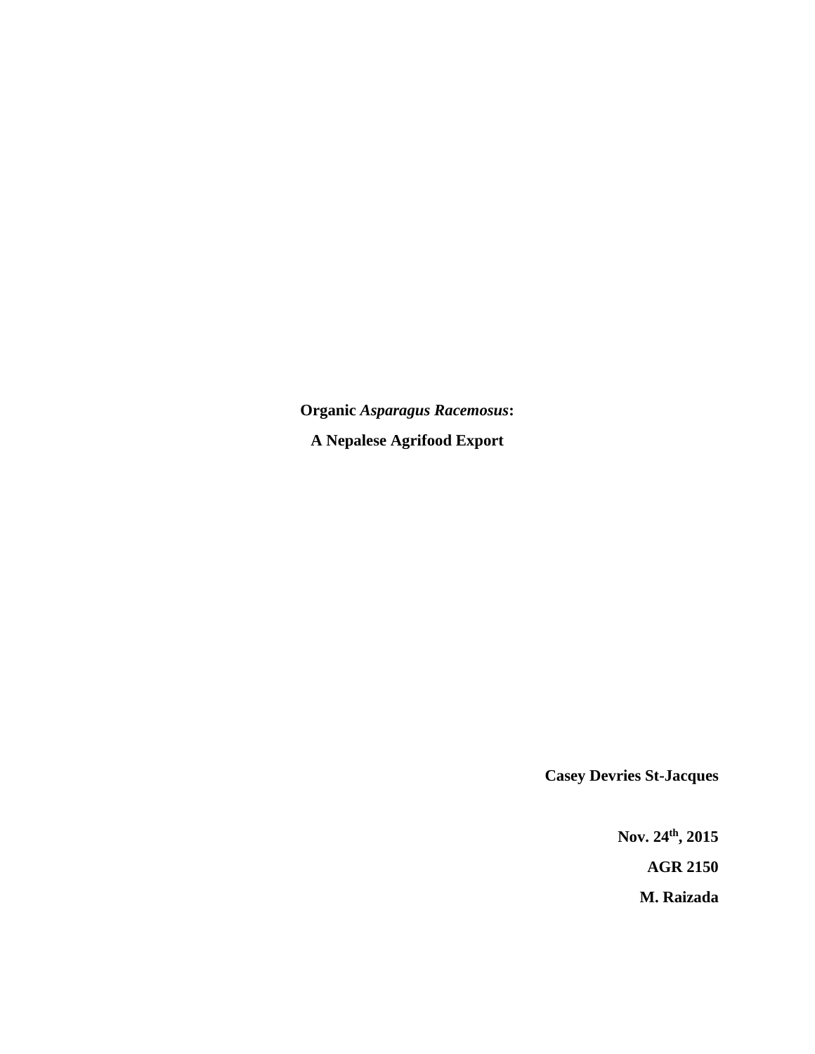# Organic *Asparagus Racemosus*:

# A Nepalese Agrifood Export

**Casey Devries St-Jacques**

**Nov. 24th, 2015**

**AGR 2150**

**M. Raizada**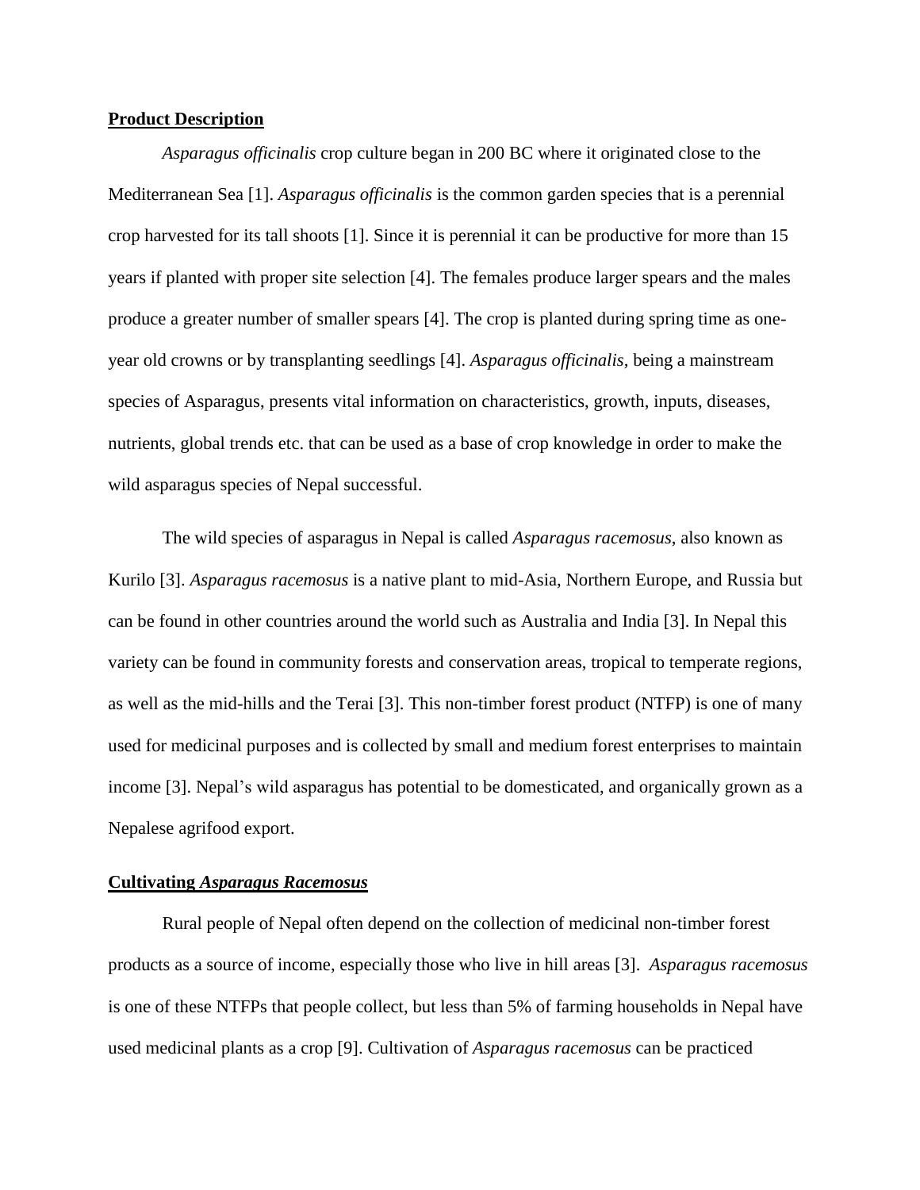## Product Description

*Asparagus officinalis* crop culture began in 200 BC where it originated close to the Mediterranean Sea [1]. *Asparagus officinalis* is the common garden species that is a perennial crop harvested for its tall shoots [1]. Since it is perennial it can be productive for more than 15 years if planted with proper site selection [4]. The females produce larger spears and the males produce a greater number of smaller spears [4]. The crop is planted during spring time as one-year old crowns or by transplanting seedlings [4]. *Asparagus officinalis*, being a mainstream species of Asparagus, presents vital information on characteristics, growth, inputs, diseases, nutrients, global trends etc. that can be used as a base of crop knowledge in order to make the wild asparagus species of Nepal successful.

The wild species of asparagus in Nepal is called *Asparagus racemosus*, also known as Kurilo [3]. *Asparagus racemosus* is a native plant to mid-Asia, Northern Europe, and Russia but can be found in other countries around the world such as Australia and India [3]. In Nepal this variety can be found in community forests and conservation areas, tropical to temperate regions, as well as the mid-hills and the Terai [3]. This non-timber forest product (NTFP) is one of many used for medicinal purposes and is collected by small and medium forest enterprises to maintain income [3]. Nepal's wild asparagus has potential to be domesticated, and organically grown as a Nepalese agrifood export.

## Cultivating *Asparagus Racemosus*

Rural people of Nepal often depend on the collection of medicinal non-timber forest products as a source of income, especially those who live in hill areas [3]. *Asparagus racemosus* is one of these NTFPs that people collect, but less than 5% of farming households in Nepal have used medicinal plants as a crop [9]. Cultivation of *Asparagus racemosus* can be practiced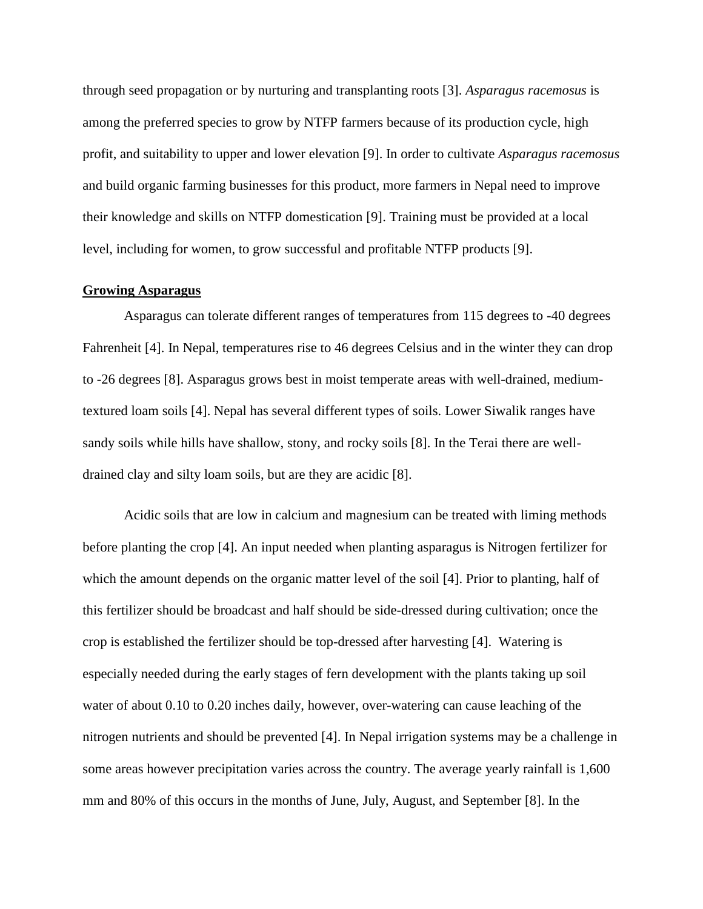through seed propagation or by nurturing and transplanting roots [3]. *Asparagus racemosus* is among the preferred species to grow by NTFP farmers because of its production cycle, high profit, and suitability to upper and lower elevation [9]. In order to cultivate *Asparagus racemosus* and build organic farming businesses for this product, more farmers in Nepal need to improve their knowledge and skills on NTFP domestication [9]. Training must be provided at a local level, including for women, to grow successful and profitable NTFP products [9].

**<u>Growing Asparagus</u>**

Asparagus can tolerate different ranges of temperatures from 115 degrees to -40 degrees Fahrenheit [4]. In Nepal, temperatures rise to 46 degrees Celsius and in the winter they can drop to -26 degrees [8]. Asparagus grows best in moist temperate areas with well-drained, medium-textured loam soils [4]. Nepal has several different types of soils. Lower Siwalik ranges have sandy soils while hills have shallow, stony, and rocky soils [8]. In the Terai there are well-drained clay and silty loam soils, but are they are acidic [8].

Acidic soils that are low in calcium and magnesium can be treated with liming methods before planting the crop [4]. An input needed when planting asparagus is Nitrogen fertilizer for which the amount depends on the organic matter level of the soil [4]. Prior to planting, half of this fertilizer should be broadcast and half should be side-dressed during cultivation; once the crop is established the fertilizer should be top-dressed after harvesting [4]. Watering is especially needed during the early stages of fern development with the plants taking up soil water of about 0.10 to 0.20 inches daily, however, over-watering can cause leaching of the nitrogen nutrients and should be prevented [4]. In Nepal irrigation systems may be a challenge in some areas however precipitation varies across the country. The average yearly rainfall is 1,600 mm and 80% of this occurs in the months of June, July, August, and September [8]. In the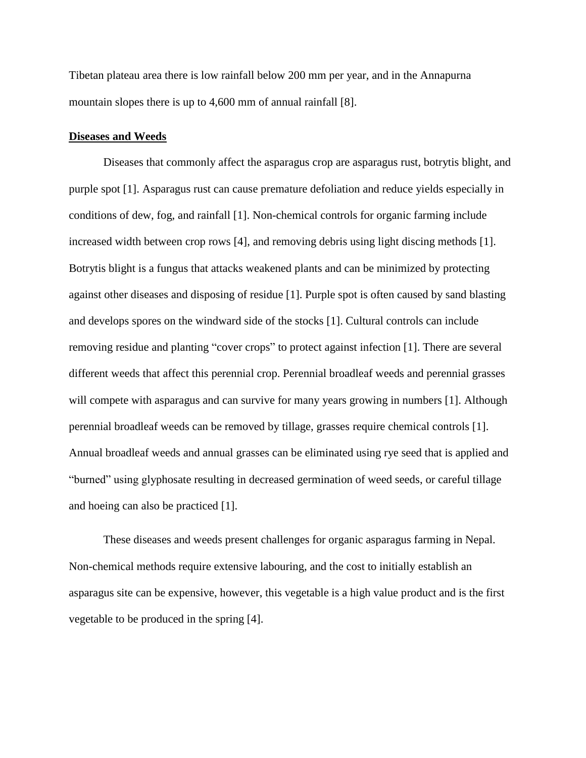Tibetan plateau area there is low rainfall below 200 mm per year, and in the Annapurna mountain slopes there is up to 4,600 mm of annual rainfall [8].

## Diseases and Weeds

Diseases that commonly affect the asparagus crop are asparagus rust, botrytis blight, and purple spot [1]. Asparagus rust can cause premature defoliation and reduce yields especially in conditions of dew, fog, and rainfall [1]. Non-chemical controls for organic farming include increased width between crop rows [4], and removing debris using light discing methods [1]. Botrytis blight is a fungus that attacks weakened plants and can be minimized by protecting against other diseases and disposing of residue [1]. Purple spot is often caused by sand blasting and develops spores on the windward side of the stocks [1]. Cultural controls can include removing residue and planting "cover crops" to protect against infection [1]. There are several different weeds that affect this perennial crop. Perennial broadleaf weeds and perennial grasses will compete with asparagus and can survive for many years growing in numbers [1]. Although perennial broadleaf weeds can be removed by tillage, grasses require chemical controls [1]. Annual broadleaf weeds and annual grasses can be eliminated using rye seed that is applied and "burned" using glyphosate resulting in decreased germination of weed seeds, or careful tillage and hoeing can also be practiced [1].

These diseases and weeds present challenges for organic asparagus farming in Nepal. Non-chemical methods require extensive labouring, and the cost to initially establish an asparagus site can be expensive, however, this vegetable is a high value product and is the first vegetable to be produced in the spring [4].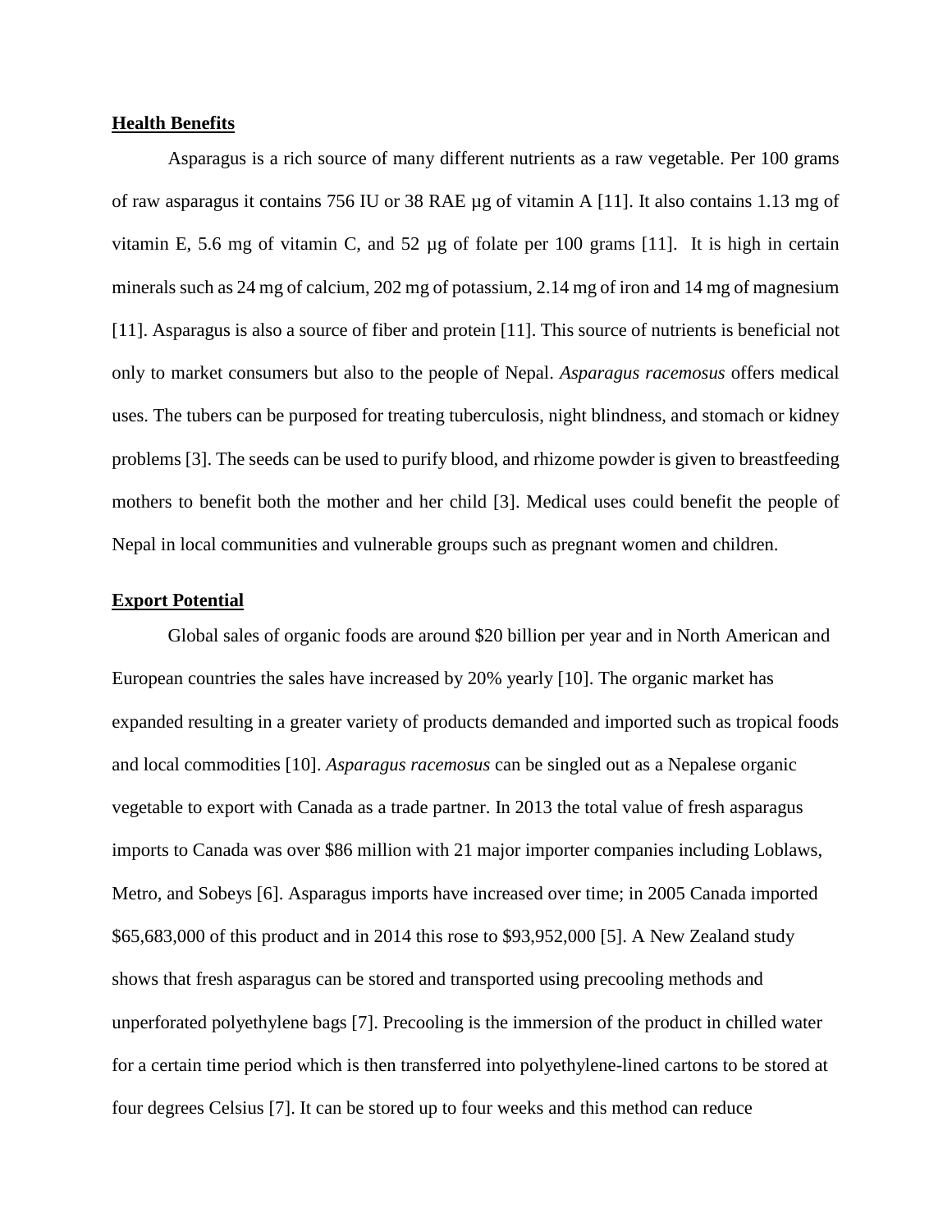## Health Benefits

Asparagus is a rich source of many different nutrients as a raw vegetable. Per 100 grams of raw asparagus it contains 756 IU or 38 RAE µg of vitamin A [11]. It also contains 1.13 mg of vitamin E, 5.6 mg of vitamin C, and 52 µg of folate per 100 grams [11]. It is high in certain minerals such as 24 mg of calcium, 202 mg of potassium, 2.14 mg of iron and 14 mg of magnesium [11]. Asparagus is also a source of fiber and protein [11]. This source of nutrients is beneficial not only to market consumers but also to the people of Nepal. *Asparagus racemosus* offers medical uses. The tubers can be purposed for treating tuberculosis, night blindness, and stomach or kidney problems [3]. The seeds can be used to purify blood, and rhizome powder is given to breastfeeding mothers to benefit both the mother and her child [3]. Medical uses could benefit the people of Nepal in local communities and vulnerable groups such as pregnant women and children.

## Export Potential

Global sales of organic foods are around $20 billion per year and in North American and European countries the sales have increased by 20% yearly [10]. The organic market has expanded resulting in a greater variety of products demanded and imported such as tropical foods and local commodities [10]. *Asparagus racemosus* can be singled out as a Nepalese organic vegetable to export with Canada as a trade partner. In 2013 the total value of fresh asparagus imports to Canada was over $86 million with 21 major importer companies including Loblaws, Metro, and Sobeys [6]. Asparagus imports have increased over time; in 2005 Canada imported $65,683,000 of this product and in 2014 this rose to $93,952,000 [5]. A New Zealand study shows that fresh asparagus can be stored and transported using precooling methods and unperforated polyethylene bags [7]. Precooling is the immersion of the product in chilled water for a certain time period which is then transferred into polyethylene-lined cartons to be stored at four degrees Celsius [7]. It can be stored up to four weeks and this method can reduce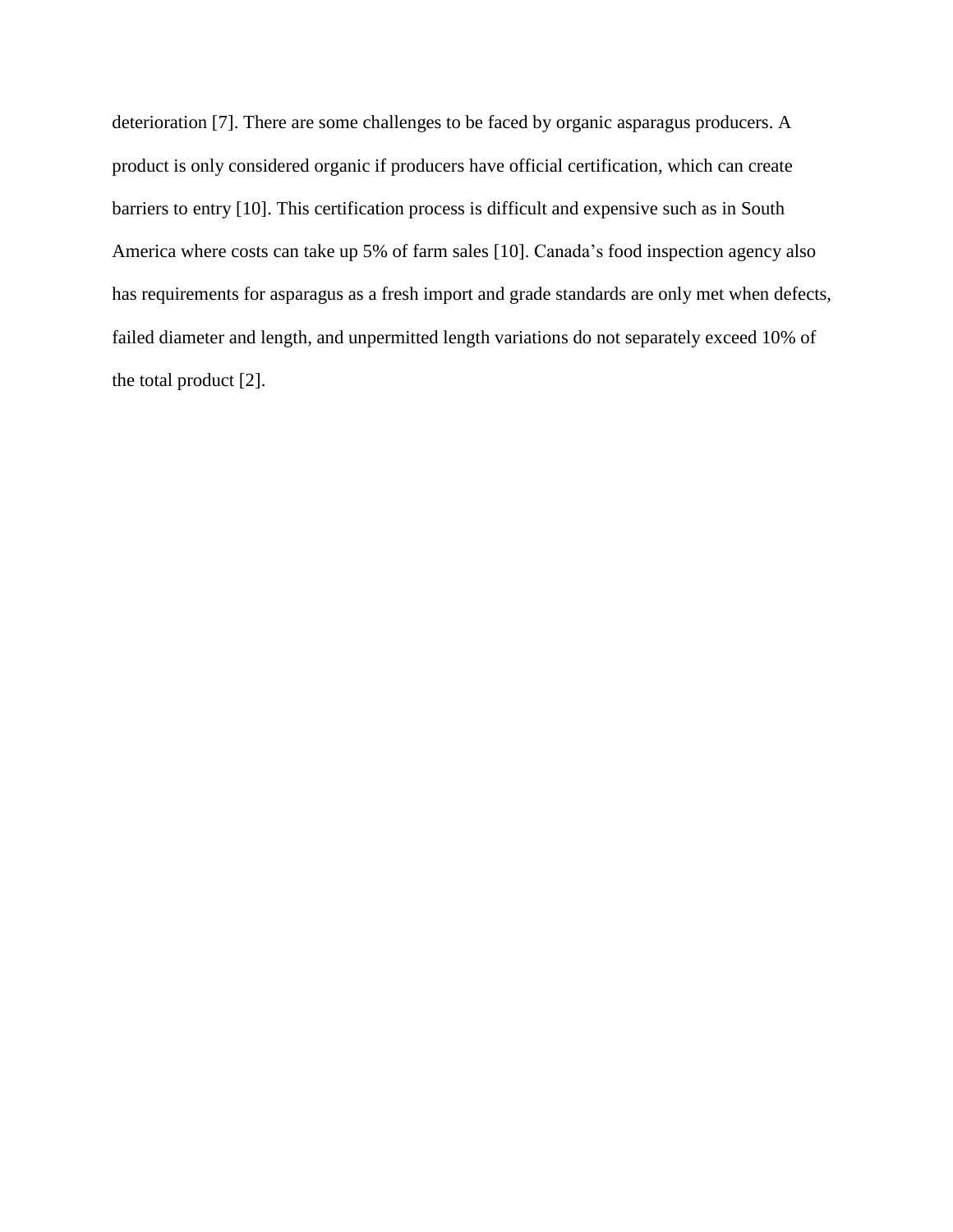deterioration [7]. There are some challenges to be faced by organic asparagus producers. A product is only considered organic if producers have official certification, which can create barriers to entry [10]. This certification process is difficult and expensive such as in South America where costs can take up 5% of farm sales [10]. Canada's food inspection agency also has requirements for asparagus as a fresh import and grade standards are only met when defects, failed diameter and length, and unpermitted length variations do not separately exceed 10% of the total product [2].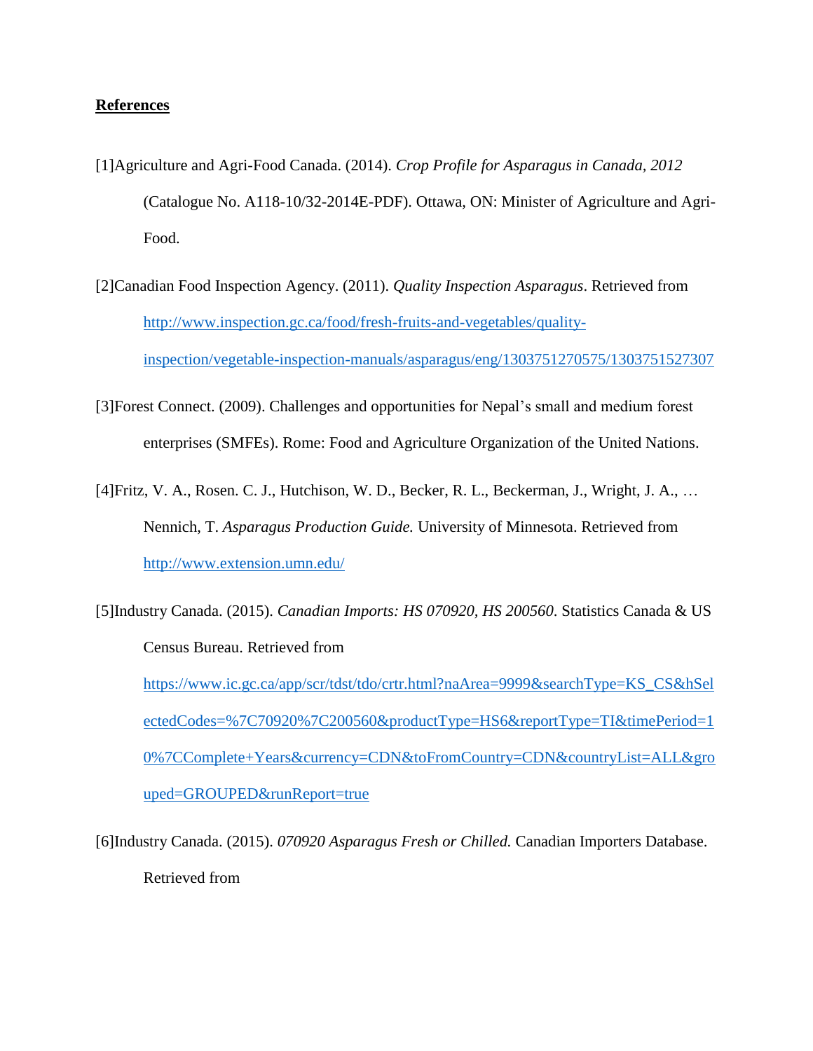**References**

[1]Agriculture and Agri-Food Canada. (2014). *Crop Profile for Asparagus in Canada, 2012* (Catalogue No. A118-10/32-2014E-PDF). Ottawa, ON: Minister of Agriculture and Agri-Food.

[2]Canadian Food Inspection Agency. (2011). *Quality Inspection Asparagus*. Retrieved from http://www.inspection.gc.ca/food/fresh-fruits-and-vegetables/quality-inspection/vegetable-inspection-manuals/asparagus/eng/1303751270575/1303751527307

[3]Forest Connect. (2009). Challenges and opportunities for Nepal's small and medium forest enterprises (SMFEs). Rome: Food and Agriculture Organization of the United Nations.

[4]Fritz, V. A., Rosen. C. J., Hutchison, W. D., Becker, R. L., Beckerman, J., Wright, J. A., … Nennich, T. *Asparagus Production Guide.* University of Minnesota. Retrieved from http://www.extension.umn.edu/

[5]Industry Canada. (2015). *Canadian Imports: HS 070920, HS 200560*. Statistics Canada & US Census Bureau. Retrieved from https://www.ic.gc.ca/app/scr/tdst/tdo/crtr.html?naArea=9999&searchType=KS_CS&hSelectedCodes=%7C70920%7C200560&productType=HS6&reportType=TI&timePeriod=10%7CComplete+Years&currency=CDN&toFromCountry=CDN&countryList=ALL&grouped=GROUPED&runReport=true

[6]Industry Canada. (2015). *070920 Asparagus Fresh or Chilled.* Canadian Importers Database. Retrieved from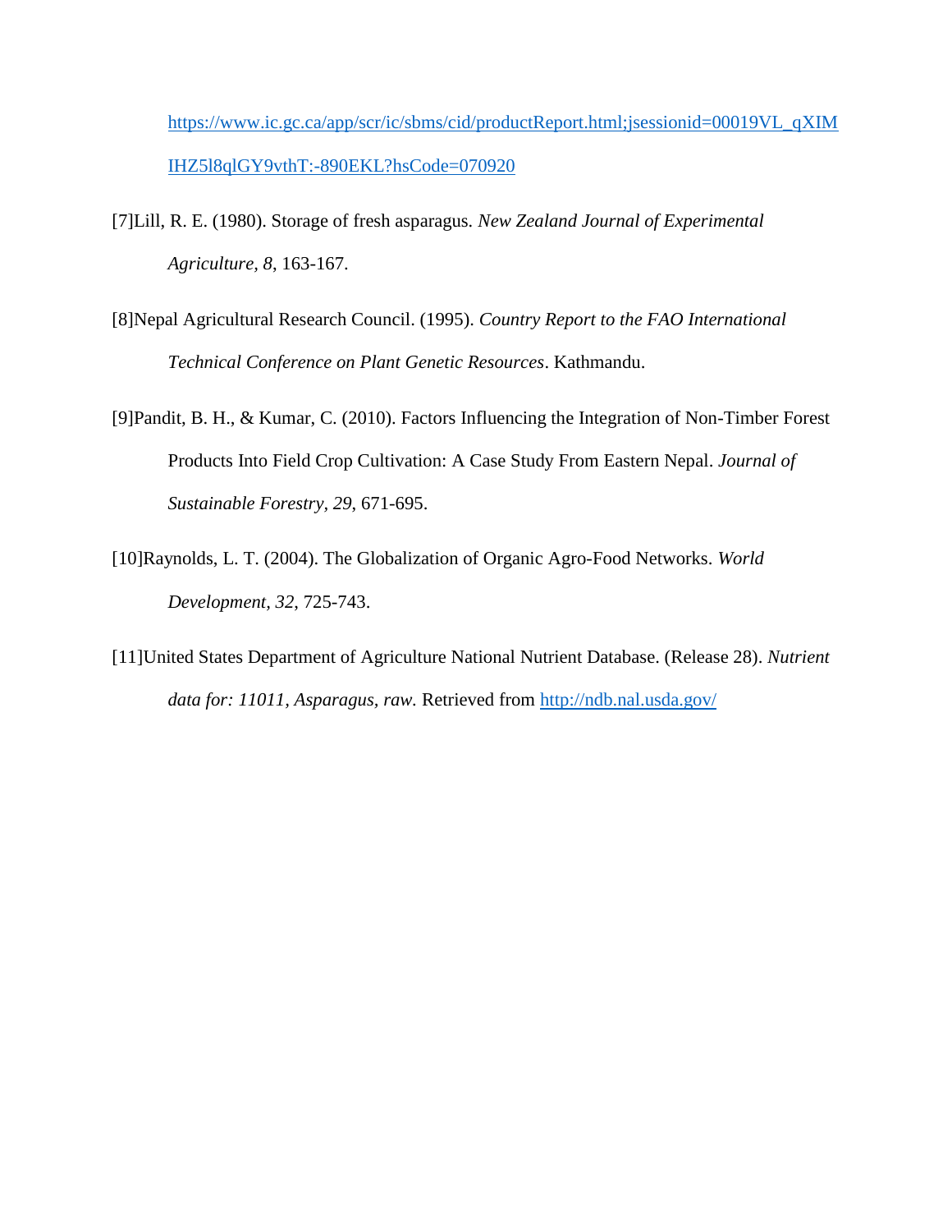https://www.ic.gc.ca/app/scr/ic/sbms/cid/productReport.html;jsessionid=00019VL_qXIMIHZ5l8qlGY9vthT:-890EKL?hsCode=070920

[7]Lill, R. E. (1980). Storage of fresh asparagus. *New Zealand Journal of Experimental Agriculture, 8*, 163-167.

[8]Nepal Agricultural Research Council. (1995). *Country Report to the FAO International Technical Conference on Plant Genetic Resources*. Kathmandu.

[9]Pandit, B. H., & Kumar, C. (2010). Factors Influencing the Integration of Non-Timber Forest Products Into Field Crop Cultivation: A Case Study From Eastern Nepal. *Journal of Sustainable Forestry*, *29*, 671-695.

[10]Raynolds, L. T. (2004). The Globalization of Organic Agro-Food Networks. *World Development*, *32*, 725-743.

[11]United States Department of Agriculture National Nutrient Database. (Release 28). *Nutrient data for: 11011, Asparagus, raw.* Retrieved from http://ndb.nal.usda.gov/